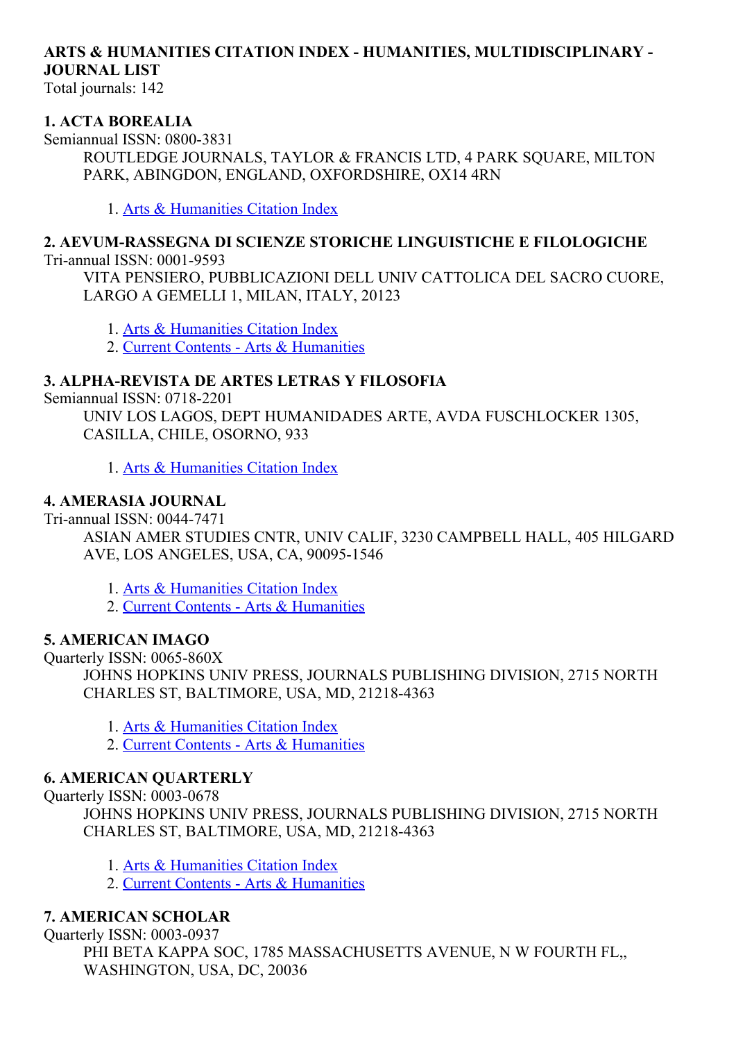# ARTS & HUMANITIES CITATION INDEX - HUMANITIES, MULTIDISCIPLINARY - JOURNAL LIST

Total journals: 142

### 1. ACTA BOREALIA

Semiannual ISSN: 0800-3831

ROUTLEDGE JOURNALS, TAYLOR & FRANCIS LTD, 4 PARK SQUARE, MILTON PARK, ABINGDON, ENGLAND, OXFORDSHIRE, OX14 4RN

1. Arts & Humanities Citation Index

### 2. AEVUM-RASSEGNA DI SCIENZE STORICHE LINGUISTICHE E FILOLOGICHE

Tri-annual ISSN: 0001-9593

VITA PENSIERO, PUBBLICAZIONI DELL UNIV CATTOLICA DEL SACRO CUORE, LARGO A GEMELLI 1, MILAN, ITALY, 20123

1. Arts & Humanities Citation Index
2. Current Contents - Arts & Humanities

### 3. ALPHA-REVISTA DE ARTES LETRAS Y FILOSOFIA

Semiannual ISSN: 0718-2201

UNIV LOS LAGOS, DEPT HUMANIDADES ARTE, AVDA FUSCHLOCKER 1305, CASILLA, CHILE, OSORNO, 933

1. Arts & Humanities Citation Index

### 4. AMERASIA JOURNAL

Tri-annual ISSN: 0044-7471

ASIAN AMER STUDIES CNTR, UNIV CALIF, 3230 CAMPBELL HALL, 405 HILGARD AVE, LOS ANGELES, USA, CA, 90095-1546

1. Arts & Humanities Citation Index
2. Current Contents - Arts & Humanities

### 5. AMERICAN IMAGO

Quarterly ISSN: 0065-860X

JOHNS HOPKINS UNIV PRESS, JOURNALS PUBLISHING DIVISION, 2715 NORTH CHARLES ST, BALTIMORE, USA, MD, 21218-4363

1. Arts & Humanities Citation Index
2. Current Contents - Arts & Humanities

### 6. AMERICAN QUARTERLY

Quarterly ISSN: 0003-0678

JOHNS HOPKINS UNIV PRESS, JOURNALS PUBLISHING DIVISION, 2715 NORTH CHARLES ST, BALTIMORE, USA, MD, 21218-4363

1. Arts & Humanities Citation Index
2. Current Contents - Arts & Humanities

### 7. AMERICAN SCHOLAR

Quarterly ISSN: 0003-0937

PHI BETA KAPPA SOC, 1785 MASSACHUSETTS AVENUE, N W FOURTH FL,, WASHINGTON, USA, DC, 20036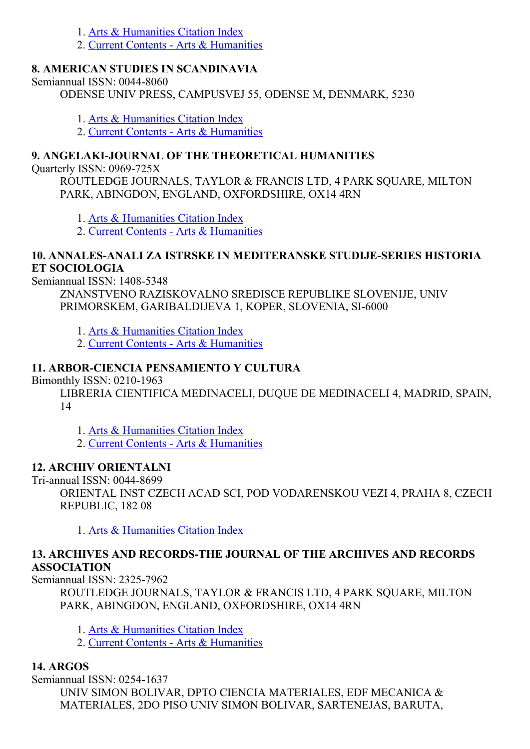1. Arts & Humanities Citation Index
2. Current Contents - Arts & Humanities

### 8. AMERICAN STUDIES IN SCANDINAVIA

Semiannual ISSN: 0044-8060

ODENSE UNIV PRESS, CAMPUSVEJ 55, ODENSE M, DENMARK, 5230

1. Arts & Humanities Citation Index
2. Current Contents - Arts & Humanities

### 9. ANGELAKI-JOURNAL OF THE THEORETICAL HUMANITIES

Quarterly ISSN: 0969-725X

ROUTLEDGE JOURNALS, TAYLOR & FRANCIS LTD, 4 PARK SQUARE, MILTON PARK, ABINGDON, ENGLAND, OXFORDSHIRE, OX14 4RN

1. Arts & Humanities Citation Index
2. Current Contents - Arts & Humanities

### 10. ANNALES-ANALI ZA ISTRSKE IN MEDITERANSKE STUDIJE-SERIES HISTORIA ET SOCIOLOGIA

Semiannual ISSN: 1408-5348

ZNANSTVENO RAZISKOVALNO SREDISCE REPUBLIKE SLOVENIJE, UNIV PRIMORSKEM, GARIBALDIJEVA 1, KOPER, SLOVENIA, SI-6000

1. Arts & Humanities Citation Index
2. Current Contents - Arts & Humanities

### 11. ARBOR-CIENCIA PENSAMIENTO Y CULTURA

Bimonthly ISSN: 0210-1963

LIBRERIA CIENTIFICA MEDINACELI, DUQUE DE MEDINACELI 4, MADRID, SPAIN, 14

1. Arts & Humanities Citation Index
2. Current Contents - Arts & Humanities

### 12. ARCHIV ORIENTALNI

Tri-annual ISSN: 0044-8699

ORIENTAL INST CZECH ACAD SCI, POD VODARENSKOU VEZI 4, PRAHA 8, CZECH REPUBLIC, 182 08

1. Arts & Humanities Citation Index

### 13. ARCHIVES AND RECORDS-THE JOURNAL OF THE ARCHIVES AND RECORDS ASSOCIATION

Semiannual ISSN: 2325-7962

ROUTLEDGE JOURNALS, TAYLOR & FRANCIS LTD, 4 PARK SQUARE, MILTON PARK, ABINGDON, ENGLAND, OXFORDSHIRE, OX14 4RN

1. Arts & Humanities Citation Index
2. Current Contents - Arts & Humanities

### 14. ARGOS

Semiannual ISSN: 0254-1637

UNIV SIMON BOLIVAR, DPTO CIENCIA MATERIALES, EDF MECANICA & MATERIALES, 2DO PISO UNIV SIMON BOLIVAR, SARTENEJAS, BARUTA,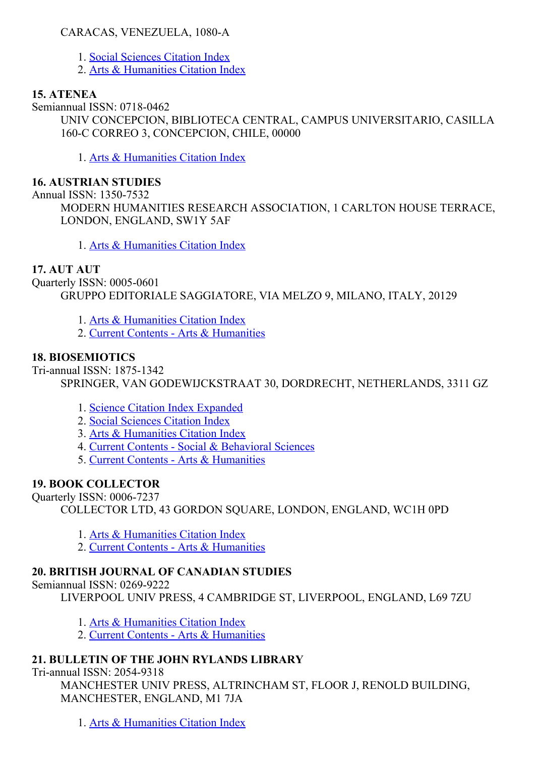CARACAS, VENEZUELA, 1080-A

1. Social Sciences Citation Index
2. Arts & Humanities Citation Index

**15. ATENEA**

Semiannual ISSN: 0718-0462

UNIV CONCEPCION, BIBLIOTECA CENTRAL, CAMPUS UNIVERSITARIO, CASILLA 160-C CORREO 3, CONCEPCION, CHILE, 00000

1. Arts & Humanities Citation Index

**16. AUSTRIAN STUDIES**

Annual ISSN: 1350-7532

MODERN HUMANITIES RESEARCH ASSOCIATION, 1 CARLTON HOUSE TERRACE, LONDON, ENGLAND, SW1Y 5AF

1. Arts & Humanities Citation Index

**17. AUT AUT**

Quarterly ISSN: 0005-0601

GRUPPO EDITORIALE SAGGIATORE, VIA MELZO 9, MILANO, ITALY, 20129

1. Arts & Humanities Citation Index
2. Current Contents - Arts & Humanities

**18. BIOSEMIOTICS**

Tri-annual ISSN: 1875-1342

SPRINGER, VAN GODEWIJCKSTRAAT 30, DORDRECHT, NETHERLANDS, 3311 GZ

1. Science Citation Index Expanded
2. Social Sciences Citation Index
3. Arts & Humanities Citation Index
4. Current Contents - Social & Behavioral Sciences
5. Current Contents - Arts & Humanities

**19. BOOK COLLECTOR**

Quarterly ISSN: 0006-7237

COLLECTOR LTD, 43 GORDON SQUARE, LONDON, ENGLAND, WC1H 0PD

1. Arts & Humanities Citation Index
2. Current Contents - Arts & Humanities

**20. BRITISH JOURNAL OF CANADIAN STUDIES**

Semiannual ISSN: 0269-9222

LIVERPOOL UNIV PRESS, 4 CAMBRIDGE ST, LIVERPOOL, ENGLAND, L69 7ZU

1. Arts & Humanities Citation Index
2. Current Contents - Arts & Humanities

**21. BULLETIN OF THE JOHN RYLANDS LIBRARY**

Tri-annual ISSN: 2054-9318

MANCHESTER UNIV PRESS, ALTRINCHAM ST, FLOOR J, RENOLD BUILDING, MANCHESTER, ENGLAND, M1 7JA

1. Arts & Humanities Citation Index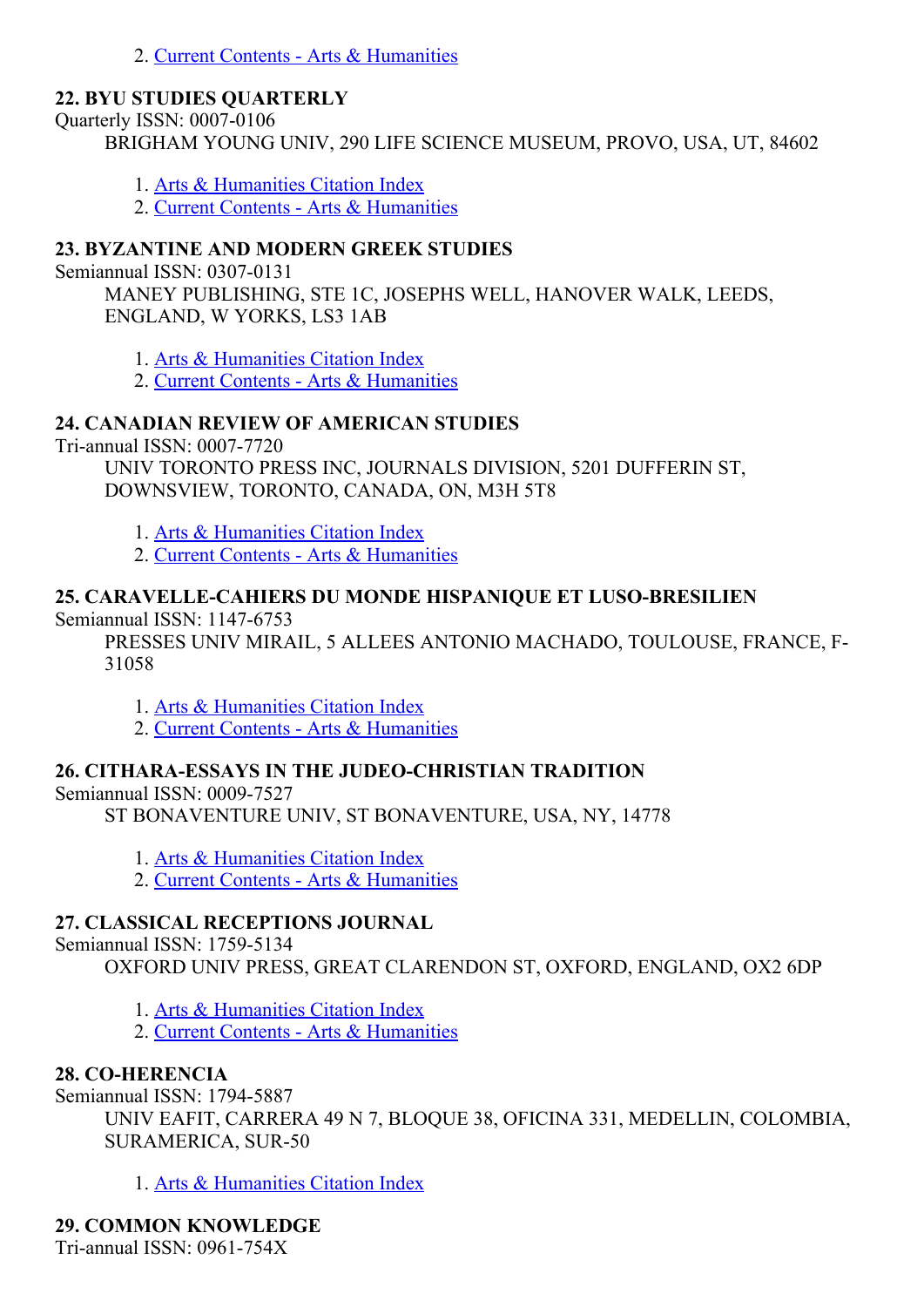2. Current Contents - Arts & Humanities

**22. BYU STUDIES QUARTERLY**

Quarterly ISSN: 0007-0106

BRIGHAM YOUNG UNIV, 290 LIFE SCIENCE MUSEUM, PROVO, USA, UT, 84602

1. Arts & Humanities Citation Index
2. Current Contents - Arts & Humanities

**23. BYZANTINE AND MODERN GREEK STUDIES**

Semiannual ISSN: 0307-0131

MANEY PUBLISHING, STE 1C, JOSEPHS WELL, HANOVER WALK, LEEDS, ENGLAND, W YORKS, LS3 1AB

1. Arts & Humanities Citation Index
2. Current Contents - Arts & Humanities

**24. CANADIAN REVIEW OF AMERICAN STUDIES**

Tri-annual ISSN: 0007-7720

UNIV TORONTO PRESS INC, JOURNALS DIVISION, 5201 DUFFERIN ST, DOWNSVIEW, TORONTO, CANADA, ON, M3H 5T8

1. Arts & Humanities Citation Index
2. Current Contents - Arts & Humanities

**25. CARAVELLE-CAHIERS DU MONDE HISPANIQUE ET LUSO-BRESILIEN**

Semiannual ISSN: 1147-6753

PRESSES UNIV MIRAIL, 5 ALLEES ANTONIO MACHADO, TOULOUSE, FRANCE, F-31058

1. Arts & Humanities Citation Index
2. Current Contents - Arts & Humanities

**26. CITHARA-ESSAYS IN THE JUDEO-CHRISTIAN TRADITION**

Semiannual ISSN: 0009-7527

ST BONAVENTURE UNIV, ST BONAVENTURE, USA, NY, 14778

1. Arts & Humanities Citation Index
2. Current Contents - Arts & Humanities

**27. CLASSICAL RECEPTIONS JOURNAL**

Semiannual ISSN: 1759-5134

OXFORD UNIV PRESS, GREAT CLARENDON ST, OXFORD, ENGLAND, OX2 6DP

1. Arts & Humanities Citation Index
2. Current Contents - Arts & Humanities

**28. CO-HERENCIA**

Semiannual ISSN: 1794-5887

UNIV EAFIT, CARRERA 49 N 7, BLOQUE 38, OFICINA 331, MEDELLIN, COLOMBIA, SURAMERICA, SUR-50

1. Arts & Humanities Citation Index

**29. COMMON KNOWLEDGE**

Tri-annual ISSN: 0961-754X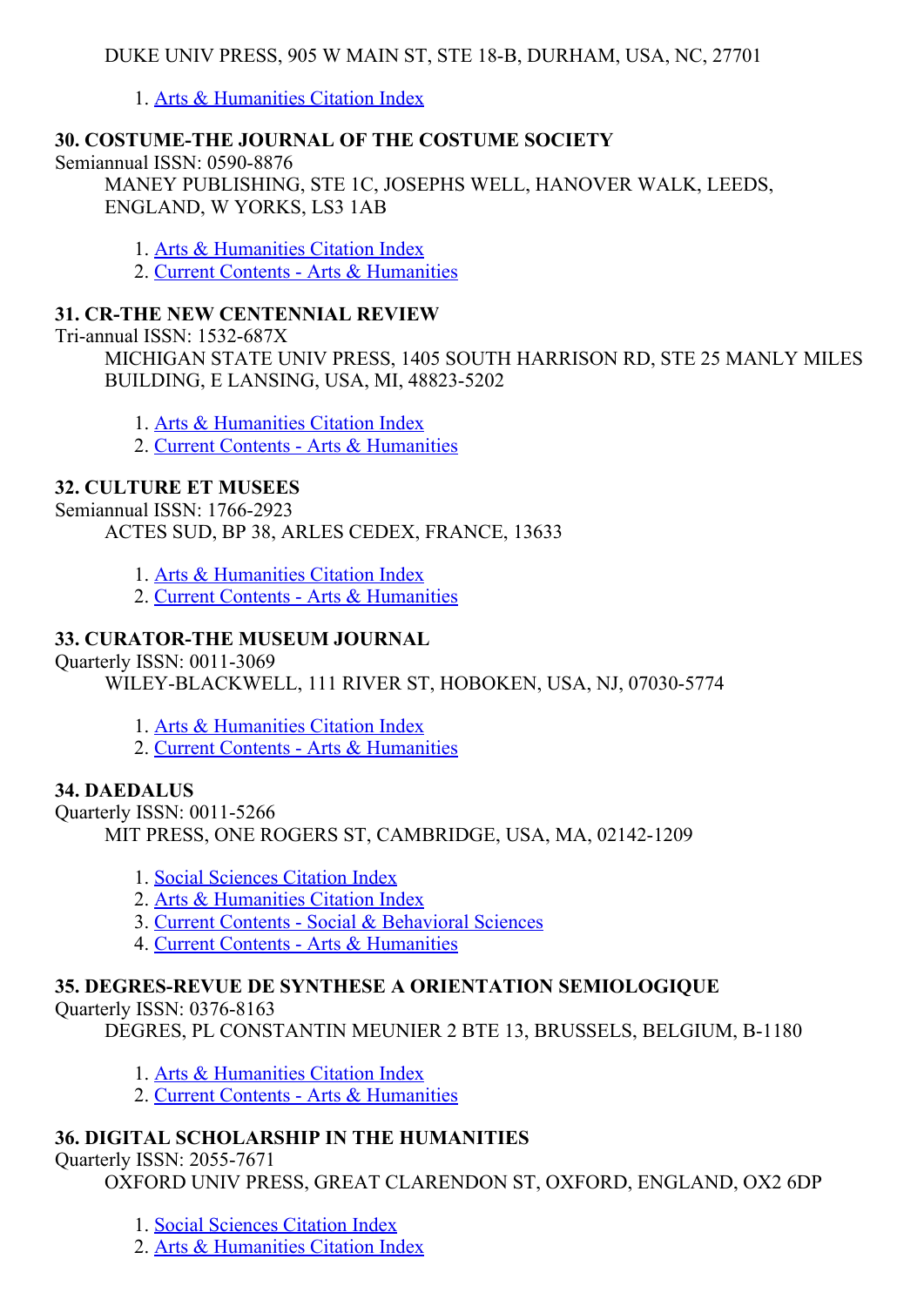DUKE UNIV PRESS, 905 W MAIN ST, STE 18-B, DURHAM, USA, NC, 27701

1. Arts & Humanities Citation Index

### 30. COSTUME-THE JOURNAL OF THE COSTUME SOCIETY

Semiannual ISSN: 0590-8876

MANEY PUBLISHING, STE 1C, JOSEPHS WELL, HANOVER WALK, LEEDS, ENGLAND, W YORKS, LS3 1AB

1. Arts & Humanities Citation Index
2. Current Contents - Arts & Humanities

### 31. CR-THE NEW CENTENNIAL REVIEW

Tri-annual ISSN: 1532-687X

MICHIGAN STATE UNIV PRESS, 1405 SOUTH HARRISON RD, STE 25 MANLY MILES BUILDING, E LANSING, USA, MI, 48823-5202

1. Arts & Humanities Citation Index
2. Current Contents - Arts & Humanities

### 32. CULTURE ET MUSEES

Semiannual ISSN: 1766-2923

ACTES SUD, BP 38, ARLES CEDEX, FRANCE, 13633

1. Arts & Humanities Citation Index
2. Current Contents - Arts & Humanities

### 33. CURATOR-THE MUSEUM JOURNAL

Quarterly ISSN: 0011-3069

WILEY-BLACKWELL, 111 RIVER ST, HOBOKEN, USA, NJ, 07030-5774

1. Arts & Humanities Citation Index
2. Current Contents - Arts & Humanities

### 34. DAEDALUS

Quarterly ISSN: 0011-5266

MIT PRESS, ONE ROGERS ST, CAMBRIDGE, USA, MA, 02142-1209

1. Social Sciences Citation Index
2. Arts & Humanities Citation Index
3. Current Contents - Social & Behavioral Sciences
4. Current Contents - Arts & Humanities

### 35. DEGRES-REVUE DE SYNTHESE A ORIENTATION SEMIOLOGIQUE

Quarterly ISSN: 0376-8163

DEGRES, PL CONSTANTIN MEUNIER 2 BTE 13, BRUSSELS, BELGIUM, B-1180

1. Arts & Humanities Citation Index
2. Current Contents - Arts & Humanities

### 36. DIGITAL SCHOLARSHIP IN THE HUMANITIES

Quarterly ISSN: 2055-7671

OXFORD UNIV PRESS, GREAT CLARENDON ST, OXFORD, ENGLAND, OX2 6DP

1. Social Sciences Citation Index
2. Arts & Humanities Citation Index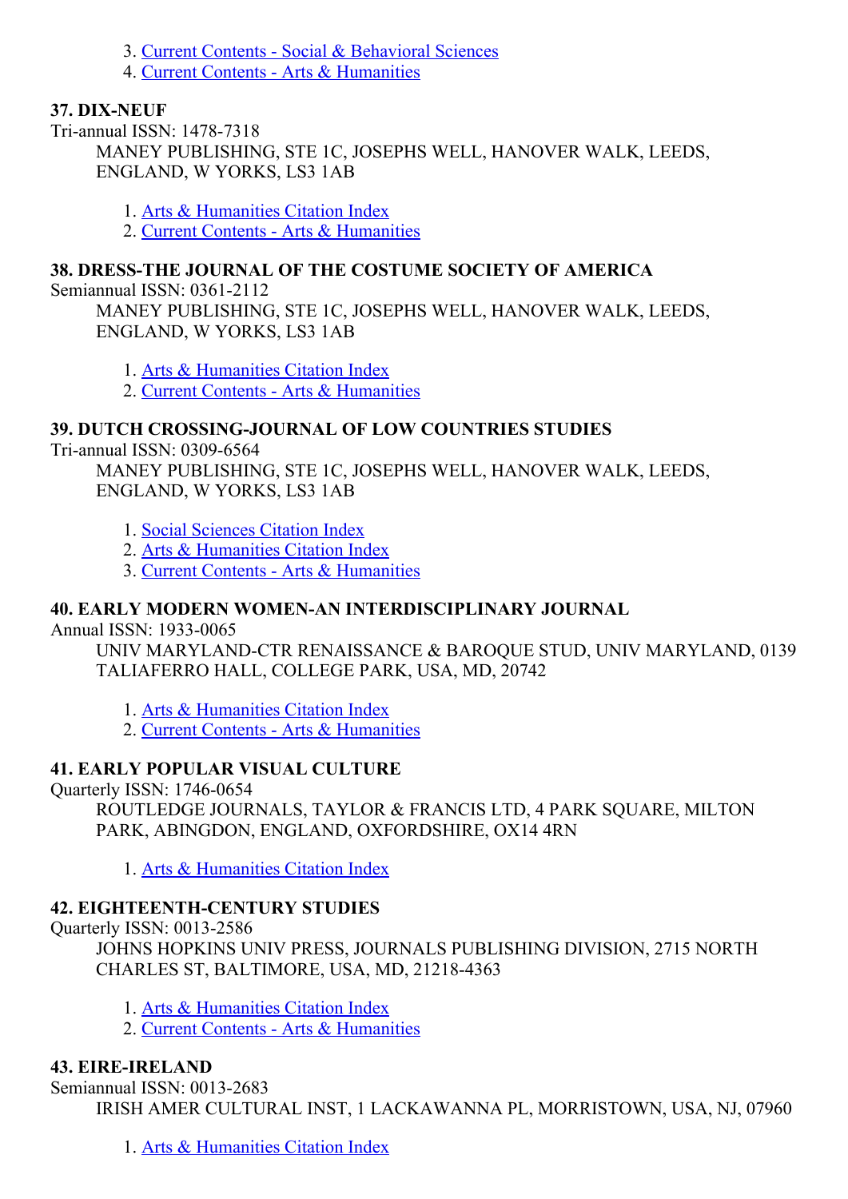3. Current Contents - Social & Behavioral Sciences
4. Current Contents - Arts & Humanities

**37. DIX-NEUF**

Tri-annual ISSN: 1478-7318

MANEY PUBLISHING, STE 1C, JOSEPHS WELL, HANOVER WALK, LEEDS, ENGLAND, W YORKS, LS3 1AB

1. Arts & Humanities Citation Index
2. Current Contents - Arts & Humanities

**38. DRESS-THE JOURNAL OF THE COSTUME SOCIETY OF AMERICA**

Semiannual ISSN: 0361-2112

MANEY PUBLISHING, STE 1C, JOSEPHS WELL, HANOVER WALK, LEEDS, ENGLAND, W YORKS, LS3 1AB

1. Arts & Humanities Citation Index
2. Current Contents - Arts & Humanities

**39. DUTCH CROSSING-JOURNAL OF LOW COUNTRIES STUDIES**

Tri-annual ISSN: 0309-6564

MANEY PUBLISHING, STE 1C, JOSEPHS WELL, HANOVER WALK, LEEDS, ENGLAND, W YORKS, LS3 1AB

1. Social Sciences Citation Index
2. Arts & Humanities Citation Index
3. Current Contents - Arts & Humanities

**40. EARLY MODERN WOMEN-AN INTERDISCIPLINARY JOURNAL**

Annual ISSN: 1933-0065

UNIV MARYLAND-CTR RENAISSANCE & BAROQUE STUD, UNIV MARYLAND, 0139 TALIAFERRO HALL, COLLEGE PARK, USA, MD, 20742

1. Arts & Humanities Citation Index
2. Current Contents - Arts & Humanities

**41. EARLY POPULAR VISUAL CULTURE**

Quarterly ISSN: 1746-0654

ROUTLEDGE JOURNALS, TAYLOR & FRANCIS LTD, 4 PARK SQUARE, MILTON PARK, ABINGDON, ENGLAND, OXFORDSHIRE, OX14 4RN

1. Arts & Humanities Citation Index

**42. EIGHTEENTH-CENTURY STUDIES**

Quarterly ISSN: 0013-2586

JOHNS HOPKINS UNIV PRESS, JOURNALS PUBLISHING DIVISION, 2715 NORTH CHARLES ST, BALTIMORE, USA, MD, 21218-4363

1. Arts & Humanities Citation Index
2. Current Contents - Arts & Humanities

**43. EIRE-IRELAND**

Semiannual ISSN: 0013-2683

IRISH AMER CULTURAL INST, 1 LACKAWANNA PL, MORRISTOWN, USA, NJ, 07960

1. Arts & Humanities Citation Index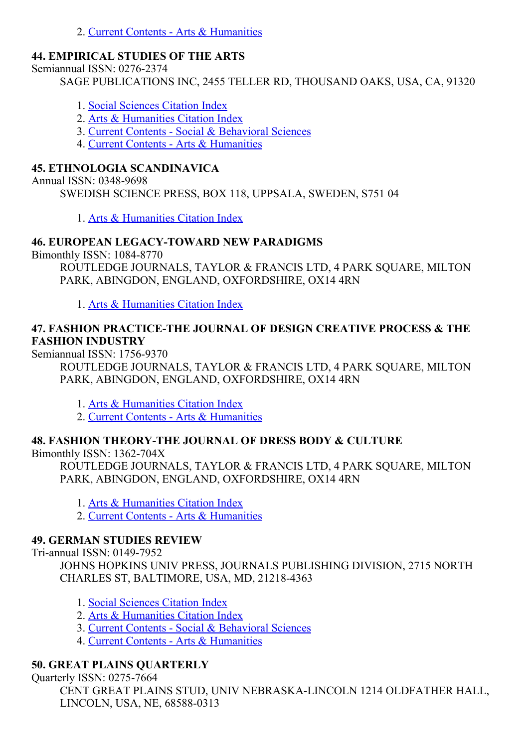2. Current Contents - Arts & Humanities

### 44. EMPIRICAL STUDIES OF THE ARTS

Semiannual ISSN: 0276-2374

SAGE PUBLICATIONS INC, 2455 TELLER RD, THOUSAND OAKS, USA, CA, 91320

1. Social Sciences Citation Index
2. Arts & Humanities Citation Index
3. Current Contents - Social & Behavioral Sciences
4. Current Contents - Arts & Humanities

### 45. ETHNOLOGIA SCANDINAVICA

Annual ISSN: 0348-9698

SWEDISH SCIENCE PRESS, BOX 118, UPPSALA, SWEDEN, S751 04

1. Arts & Humanities Citation Index

### 46. EUROPEAN LEGACY-TOWARD NEW PARADIGMS

Bimonthly ISSN: 1084-8770

ROUTLEDGE JOURNALS, TAYLOR & FRANCIS LTD, 4 PARK SQUARE, MILTON PARK, ABINGDON, ENGLAND, OXFORDSHIRE, OX14 4RN

1. Arts & Humanities Citation Index

### 47. FASHION PRACTICE-THE JOURNAL OF DESIGN CREATIVE PROCESS & THE FASHION INDUSTRY

Semiannual ISSN: 1756-9370

ROUTLEDGE JOURNALS, TAYLOR & FRANCIS LTD, 4 PARK SQUARE, MILTON PARK, ABINGDON, ENGLAND, OXFORDSHIRE, OX14 4RN

1. Arts & Humanities Citation Index
2. Current Contents - Arts & Humanities

### 48. FASHION THEORY-THE JOURNAL OF DRESS BODY & CULTURE

Bimonthly ISSN: 1362-704X

ROUTLEDGE JOURNALS, TAYLOR & FRANCIS LTD, 4 PARK SQUARE, MILTON PARK, ABINGDON, ENGLAND, OXFORDSHIRE, OX14 4RN

1. Arts & Humanities Citation Index
2. Current Contents - Arts & Humanities

### 49. GERMAN STUDIES REVIEW

Tri-annual ISSN: 0149-7952

JOHNS HOPKINS UNIV PRESS, JOURNALS PUBLISHING DIVISION, 2715 NORTH CHARLES ST, BALTIMORE, USA, MD, 21218-4363

1. Social Sciences Citation Index
2. Arts & Humanities Citation Index
3. Current Contents - Social & Behavioral Sciences
4. Current Contents - Arts & Humanities

### 50. GREAT PLAINS QUARTERLY

Quarterly ISSN: 0275-7664

CENT GREAT PLAINS STUD, UNIV NEBRASKA-LINCOLN 1214 OLDFATHER HALL, LINCOLN, USA, NE, 68588-0313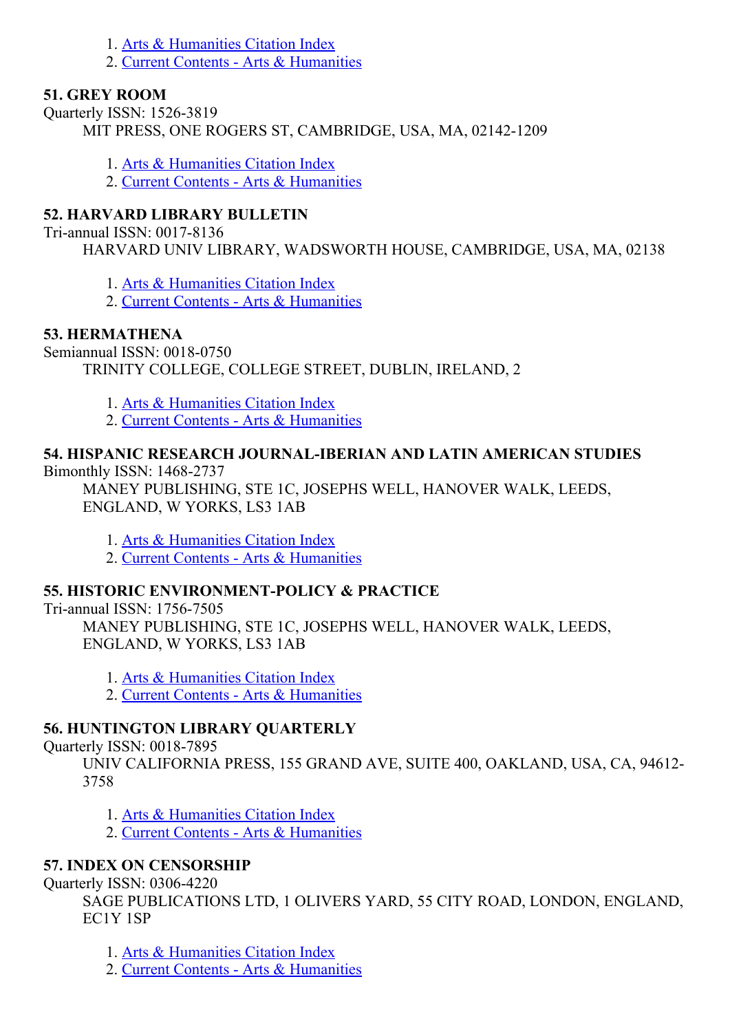1. Arts & Humanities Citation Index
2. Current Contents - Arts & Humanities

**51. GREY ROOM**

Quarterly ISSN: 1526-3819

MIT PRESS, ONE ROGERS ST, CAMBRIDGE, USA, MA, 02142-1209

1. Arts & Humanities Citation Index
2. Current Contents - Arts & Humanities

**52. HARVARD LIBRARY BULLETIN**

Tri-annual ISSN: 0017-8136

HARVARD UNIV LIBRARY, WADSWORTH HOUSE, CAMBRIDGE, USA, MA, 02138

1. Arts & Humanities Citation Index
2. Current Contents - Arts & Humanities

**53. HERMATHENA**

Semiannual ISSN: 0018-0750

TRINITY COLLEGE, COLLEGE STREET, DUBLIN, IRELAND, 2

1. Arts & Humanities Citation Index
2. Current Contents - Arts & Humanities

**54. HISPANIC RESEARCH JOURNAL-IBERIAN AND LATIN AMERICAN STUDIES**

Bimonthly ISSN: 1468-2737

MANEY PUBLISHING, STE 1C, JOSEPHS WELL, HANOVER WALK, LEEDS, ENGLAND, W YORKS, LS3 1AB

1. Arts & Humanities Citation Index
2. Current Contents - Arts & Humanities

**55. HISTORIC ENVIRONMENT-POLICY & PRACTICE**

Tri-annual ISSN: 1756-7505

MANEY PUBLISHING, STE 1C, JOSEPHS WELL, HANOVER WALK, LEEDS, ENGLAND, W YORKS, LS3 1AB

1. Arts & Humanities Citation Index
2. Current Contents - Arts & Humanities

**56. HUNTINGTON LIBRARY QUARTERLY**

Quarterly ISSN: 0018-7895

UNIV CALIFORNIA PRESS, 155 GRAND AVE, SUITE 400, OAKLAND, USA, CA, 94612-3758

1. Arts & Humanities Citation Index
2. Current Contents - Arts & Humanities

**57. INDEX ON CENSORSHIP**

Quarterly ISSN: 0306-4220

SAGE PUBLICATIONS LTD, 1 OLIVERS YARD, 55 CITY ROAD, LONDON, ENGLAND, EC1Y 1SP

1. Arts & Humanities Citation Index
2. Current Contents - Arts & Humanities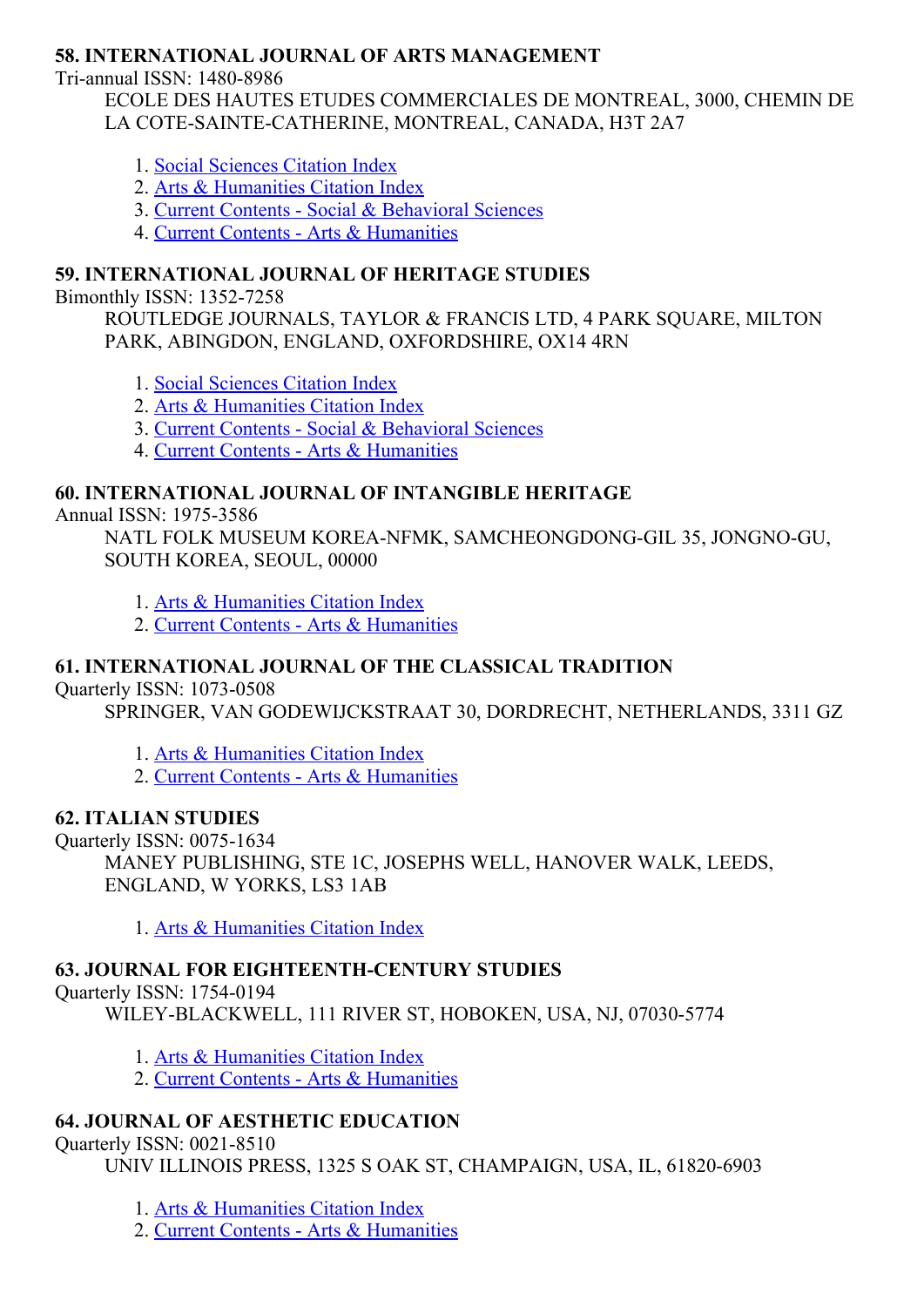**58. INTERNATIONAL JOURNAL OF ARTS MANAGEMENT**

Tri-annual ISSN: 1480-8986

ECOLE DES HAUTES ETUDES COMMERCIALES DE MONTREAL, 3000, CHEMIN DE LA COTE-SAINTE-CATHERINE, MONTREAL, CANADA, H3T 2A7

1. Social Sciences Citation Index
2. Arts & Humanities Citation Index
3. Current Contents - Social & Behavioral Sciences
4. Current Contents - Arts & Humanities

**59. INTERNATIONAL JOURNAL OF HERITAGE STUDIES**

Bimonthly ISSN: 1352-7258

ROUTLEDGE JOURNALS, TAYLOR & FRANCIS LTD, 4 PARK SQUARE, MILTON PARK, ABINGDON, ENGLAND, OXFORDSHIRE, OX14 4RN

1. Social Sciences Citation Index
2. Arts & Humanities Citation Index
3. Current Contents - Social & Behavioral Sciences
4. Current Contents - Arts & Humanities

**60. INTERNATIONAL JOURNAL OF INTANGIBLE HERITAGE**

Annual ISSN: 1975-3586

NATL FOLK MUSEUM KOREA-NFMK, SAMCHEONGDONG-GIL 35, JONGNO-GU, SOUTH KOREA, SEOUL, 00000

1. Arts & Humanities Citation Index
2. Current Contents - Arts & Humanities

**61. INTERNATIONAL JOURNAL OF THE CLASSICAL TRADITION**

Quarterly ISSN: 1073-0508

SPRINGER, VAN GODEWIJCKSTRAAT 30, DORDRECHT, NETHERLANDS, 3311 GZ

1. Arts & Humanities Citation Index
2. Current Contents - Arts & Humanities

**62. ITALIAN STUDIES**

Quarterly ISSN: 0075-1634

MANEY PUBLISHING, STE 1C, JOSEPHS WELL, HANOVER WALK, LEEDS, ENGLAND, W YORKS, LS3 1AB

1. Arts & Humanities Citation Index

**63. JOURNAL FOR EIGHTEENTH-CENTURY STUDIES**

Quarterly ISSN: 1754-0194

WILEY-BLACKWELL, 111 RIVER ST, HOBOKEN, USA, NJ, 07030-5774

1. Arts & Humanities Citation Index
2. Current Contents - Arts & Humanities

**64. JOURNAL OF AESTHETIC EDUCATION**

Quarterly ISSN: 0021-8510

UNIV ILLINOIS PRESS, 1325 S OAK ST, CHAMPAIGN, USA, IL, 61820-6903

1. Arts & Humanities Citation Index
2. Current Contents - Arts & Humanities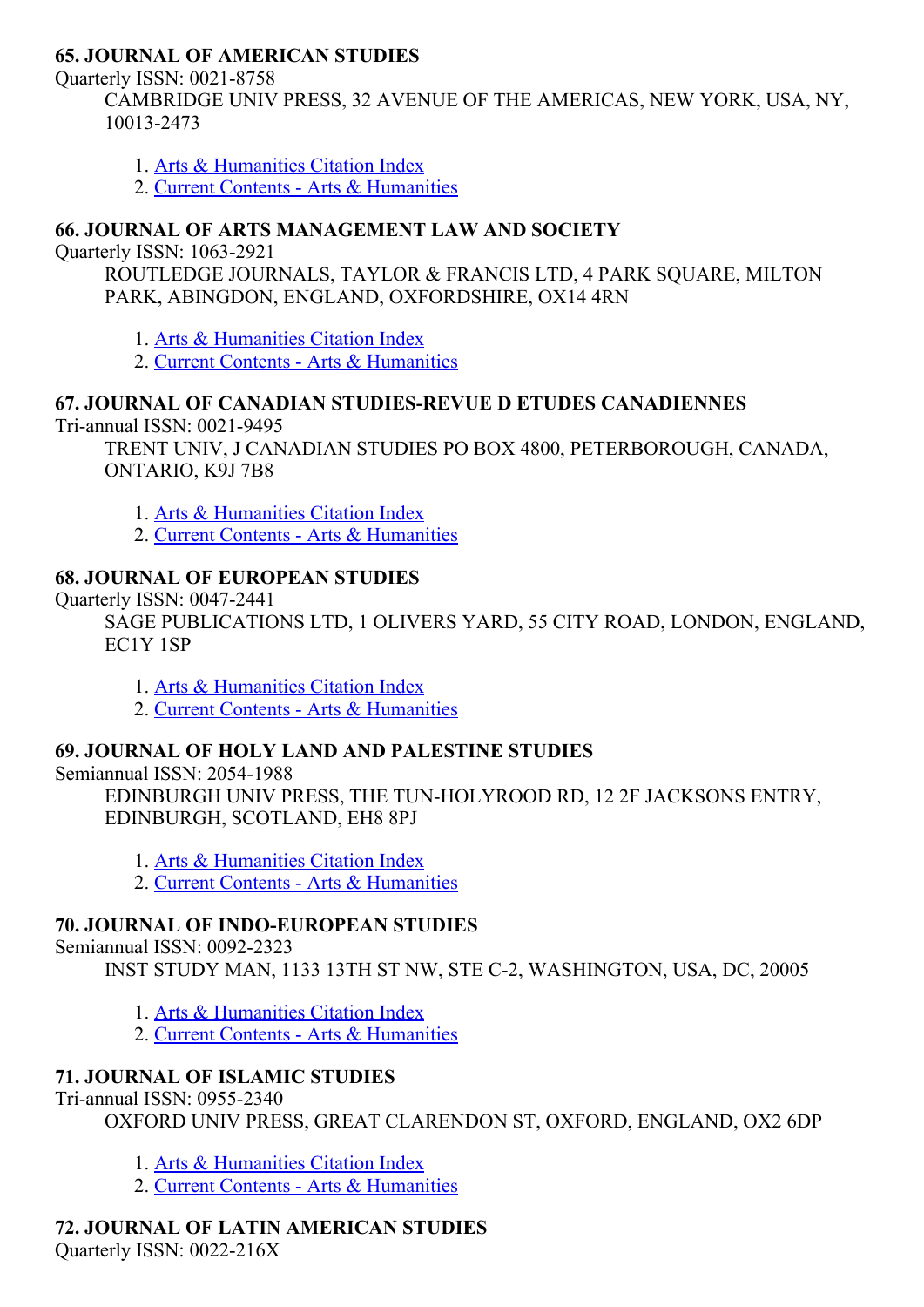**65. JOURNAL OF AMERICAN STUDIES**

Quarterly ISSN: 0021-8758

CAMBRIDGE UNIV PRESS, 32 AVENUE OF THE AMERICAS, NEW YORK, USA, NY, 10013-2473

1. Arts & Humanities Citation Index
2. Current Contents - Arts & Humanities

**66. JOURNAL OF ARTS MANAGEMENT LAW AND SOCIETY**

Quarterly ISSN: 1063-2921

ROUTLEDGE JOURNALS, TAYLOR & FRANCIS LTD, 4 PARK SQUARE, MILTON PARK, ABINGDON, ENGLAND, OXFORDSHIRE, OX14 4RN

1. Arts & Humanities Citation Index
2. Current Contents - Arts & Humanities

**67. JOURNAL OF CANADIAN STUDIES-REVUE D ETUDES CANADIENNES**

Tri-annual ISSN: 0021-9495

TRENT UNIV, J CANADIAN STUDIES PO BOX 4800, PETERBOROUGH, CANADA, ONTARIO, K9J 7B8

1. Arts & Humanities Citation Index
2. Current Contents - Arts & Humanities

**68. JOURNAL OF EUROPEAN STUDIES**

Quarterly ISSN: 0047-2441

SAGE PUBLICATIONS LTD, 1 OLIVERS YARD, 55 CITY ROAD, LONDON, ENGLAND, EC1Y 1SP

1. Arts & Humanities Citation Index
2. Current Contents - Arts & Humanities

**69. JOURNAL OF HOLY LAND AND PALESTINE STUDIES**

Semiannual ISSN: 2054-1988

EDINBURGH UNIV PRESS, THE TUN-HOLYROOD RD, 12 2F JACKSONS ENTRY, EDINBURGH, SCOTLAND, EH8 8PJ

1. Arts & Humanities Citation Index
2. Current Contents - Arts & Humanities

**70. JOURNAL OF INDO-EUROPEAN STUDIES**

Semiannual ISSN: 0092-2323

INST STUDY MAN, 1133 13TH ST NW, STE C-2, WASHINGTON, USA, DC, 20005

1. Arts & Humanities Citation Index
2. Current Contents - Arts & Humanities

**71. JOURNAL OF ISLAMIC STUDIES**

Tri-annual ISSN: 0955-2340

OXFORD UNIV PRESS, GREAT CLARENDON ST, OXFORD, ENGLAND, OX2 6DP

1. Arts & Humanities Citation Index
2. Current Contents - Arts & Humanities

**72. JOURNAL OF LATIN AMERICAN STUDIES**

Quarterly ISSN: 0022-216X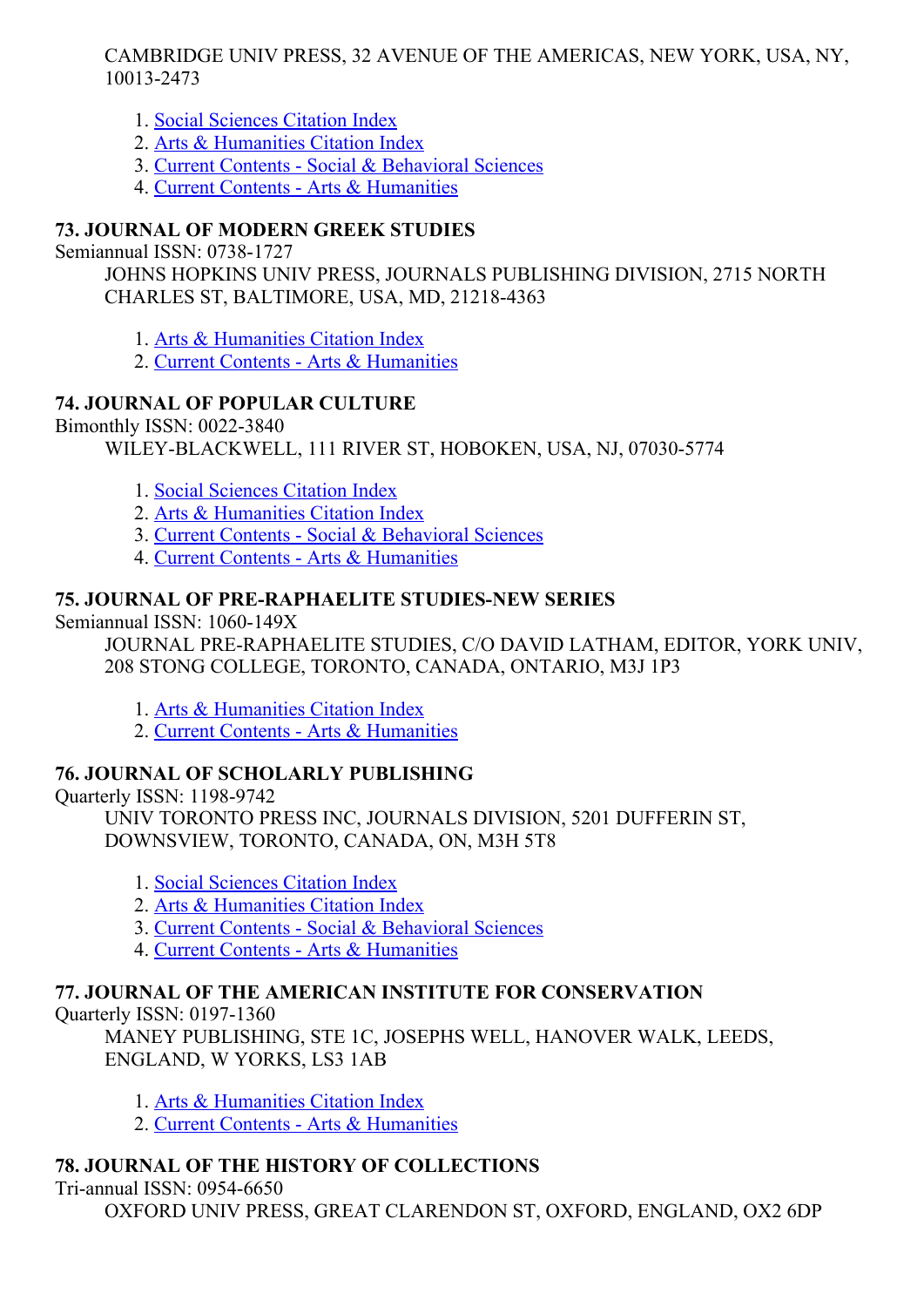CAMBRIDGE UNIV PRESS, 32 AVENUE OF THE AMERICAS, NEW YORK, USA, NY, 10013-2473

1. Social Sciences Citation Index
2. Arts & Humanities Citation Index
3. Current Contents - Social & Behavioral Sciences
4. Current Contents - Arts & Humanities

### 73. JOURNAL OF MODERN GREEK STUDIES

Semiannual ISSN: 0738-1727

JOHNS HOPKINS UNIV PRESS, JOURNALS PUBLISHING DIVISION, 2715 NORTH CHARLES ST, BALTIMORE, USA, MD, 21218-4363

1. Arts & Humanities Citation Index
2. Current Contents - Arts & Humanities

### 74. JOURNAL OF POPULAR CULTURE

Bimonthly ISSN: 0022-3840

WILEY-BLACKWELL, 111 RIVER ST, HOBOKEN, USA, NJ, 07030-5774

1. Social Sciences Citation Index
2. Arts & Humanities Citation Index
3. Current Contents - Social & Behavioral Sciences
4. Current Contents - Arts & Humanities

### 75. JOURNAL OF PRE-RAPHAELITE STUDIES-NEW SERIES

Semiannual ISSN: 1060-149X

JOURNAL PRE-RAPHAELITE STUDIES, C/O DAVID LATHAM, EDITOR, YORK UNIV, 208 STONG COLLEGE, TORONTO, CANADA, ONTARIO, M3J 1P3

1. Arts & Humanities Citation Index
2. Current Contents - Arts & Humanities

### 76. JOURNAL OF SCHOLARLY PUBLISHING

Quarterly ISSN: 1198-9742

UNIV TORONTO PRESS INC, JOURNALS DIVISION, 5201 DUFFERIN ST, DOWNSVIEW, TORONTO, CANADA, ON, M3H 5T8

1. Social Sciences Citation Index
2. Arts & Humanities Citation Index
3. Current Contents - Social & Behavioral Sciences
4. Current Contents - Arts & Humanities

### 77. JOURNAL OF THE AMERICAN INSTITUTE FOR CONSERVATION

Quarterly ISSN: 0197-1360

MANEY PUBLISHING, STE 1C, JOSEPHS WELL, HANOVER WALK, LEEDS, ENGLAND, W YORKS, LS3 1AB

1. Arts & Humanities Citation Index
2. Current Contents - Arts & Humanities

### 78. JOURNAL OF THE HISTORY OF COLLECTIONS

Tri-annual ISSN: 0954-6650

OXFORD UNIV PRESS, GREAT CLARENDON ST, OXFORD, ENGLAND, OX2 6DP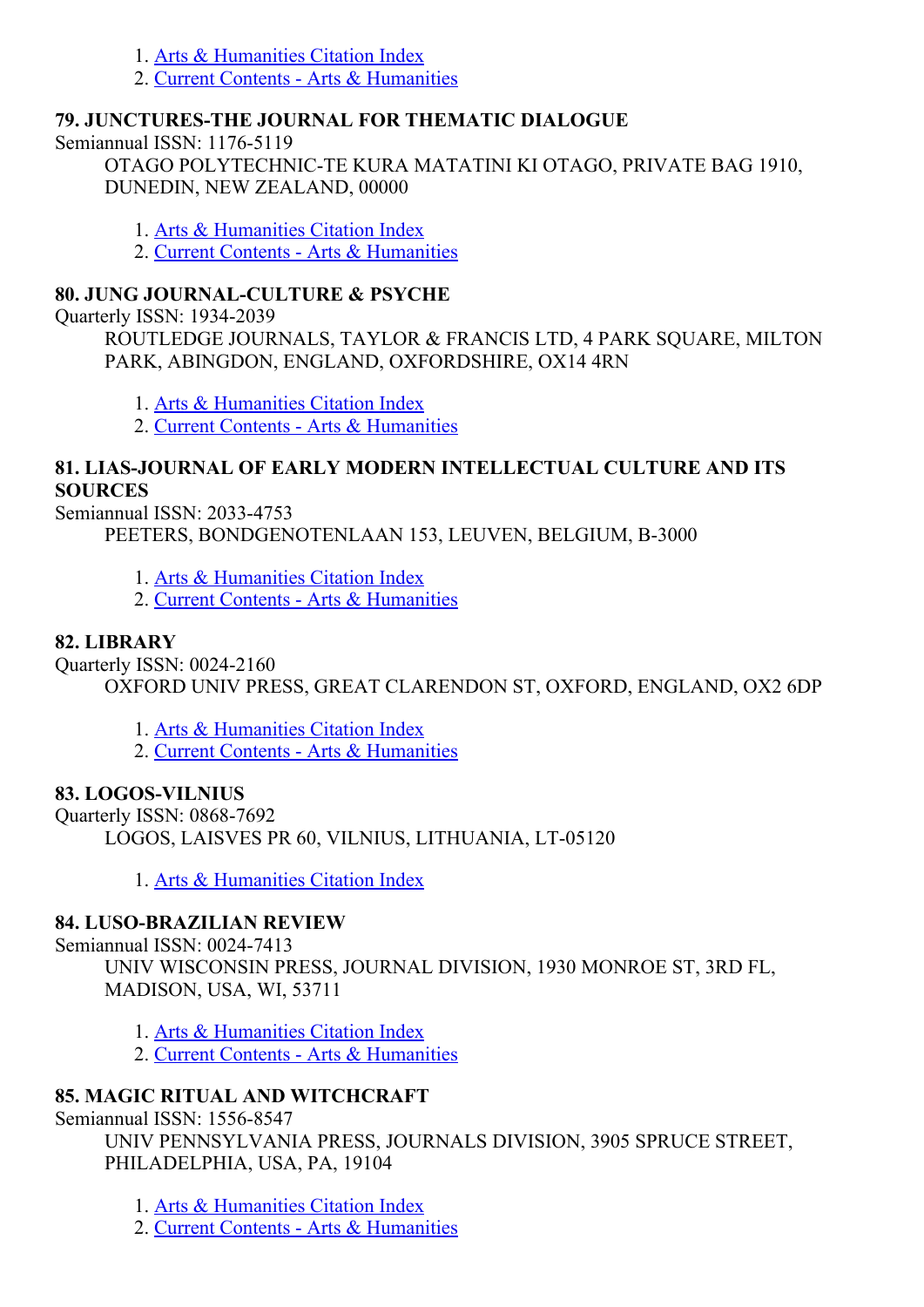1. Arts & Humanities Citation Index
2. Current Contents - Arts & Humanities

**79. JUNCTURES-THE JOURNAL FOR THEMATIC DIALOGUE**

Semiannual ISSN: 1176-5119

OTAGO POLYTECHNIC-TE KURA MATATINI KI OTAGO, PRIVATE BAG 1910, DUNEDIN, NEW ZEALAND, 00000

1. Arts & Humanities Citation Index
2. Current Contents - Arts & Humanities

**80. JUNG JOURNAL-CULTURE & PSYCHE**

Quarterly ISSN: 1934-2039

ROUTLEDGE JOURNALS, TAYLOR & FRANCIS LTD, 4 PARK SQUARE, MILTON PARK, ABINGDON, ENGLAND, OXFORDSHIRE, OX14 4RN

1. Arts & Humanities Citation Index
2. Current Contents - Arts & Humanities

**81. LIAS-JOURNAL OF EARLY MODERN INTELLECTUAL CULTURE AND ITS SOURCES**

Semiannual ISSN: 2033-4753

PEETERS, BONDGENOTENLAAN 153, LEUVEN, BELGIUM, B-3000

1. Arts & Humanities Citation Index
2. Current Contents - Arts & Humanities

**82. LIBRARY**

Quarterly ISSN: 0024-2160

OXFORD UNIV PRESS, GREAT CLARENDON ST, OXFORD, ENGLAND, OX2 6DP

1. Arts & Humanities Citation Index
2. Current Contents - Arts & Humanities

**83. LOGOS-VILNIUS**

Quarterly ISSN: 0868-7692

LOGOS, LAISVES PR 60, VILNIUS, LITHUANIA, LT-05120

1. Arts & Humanities Citation Index

**84. LUSO-BRAZILIAN REVIEW**

Semiannual ISSN: 0024-7413

UNIV WISCONSIN PRESS, JOURNAL DIVISION, 1930 MONROE ST, 3RD FL, MADISON, USA, WI, 53711

1. Arts & Humanities Citation Index
2. Current Contents - Arts & Humanities

**85. MAGIC RITUAL AND WITCHCRAFT**

Semiannual ISSN: 1556-8547

UNIV PENNSYLVANIA PRESS, JOURNALS DIVISION, 3905 SPRUCE STREET, PHILADELPHIA, USA, PA, 19104

1. Arts & Humanities Citation Index
2. Current Contents - Arts & Humanities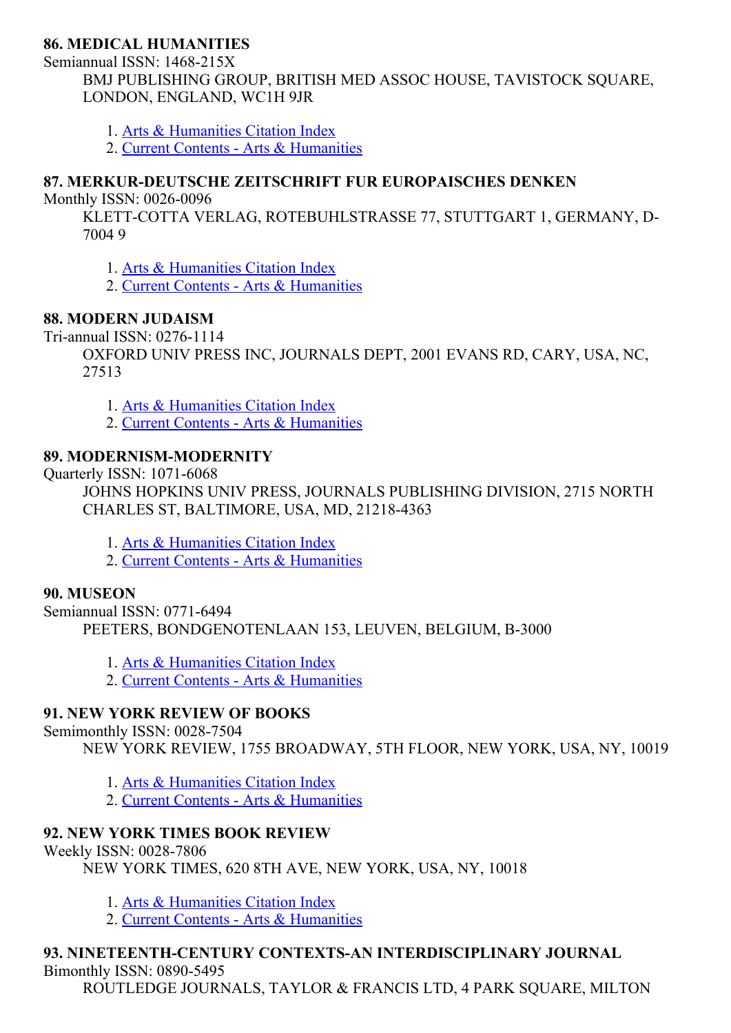**86. MEDICAL HUMANITIES**

Semiannual ISSN: 1468-215X

BMJ PUBLISHING GROUP, BRITISH MED ASSOC HOUSE, TAVISTOCK SQUARE, LONDON, ENGLAND, WC1H 9JR

1. Arts & Humanities Citation Index
2. Current Contents - Arts & Humanities

**87. MERKUR-DEUTSCHE ZEITSCHRIFT FUR EUROPAISCHES DENKEN**

Monthly ISSN: 0026-0096

KLETT-COTTA VERLAG, ROTEBUHLSTRASSE 77, STUTTGART 1, GERMANY, D-7004 9

1. Arts & Humanities Citation Index
2. Current Contents - Arts & Humanities

**88. MODERN JUDAISM**

Tri-annual ISSN: 0276-1114

OXFORD UNIV PRESS INC, JOURNALS DEPT, 2001 EVANS RD, CARY, USA, NC, 27513

1. Arts & Humanities Citation Index
2. Current Contents - Arts & Humanities

**89. MODERNISM-MODERNITY**

Quarterly ISSN: 1071-6068

JOHNS HOPKINS UNIV PRESS, JOURNALS PUBLISHING DIVISION, 2715 NORTH CHARLES ST, BALTIMORE, USA, MD, 21218-4363

1. Arts & Humanities Citation Index
2. Current Contents - Arts & Humanities

**90. MUSEON**

Semiannual ISSN: 0771-6494

PEETERS, BONDGENOTENLAAN 153, LEUVEN, BELGIUM, B-3000

1. Arts & Humanities Citation Index
2. Current Contents - Arts & Humanities

**91. NEW YORK REVIEW OF BOOKS**

Semimonthly ISSN: 0028-7504

NEW YORK REVIEW, 1755 BROADWAY, 5TH FLOOR, NEW YORK, USA, NY, 10019

1. Arts & Humanities Citation Index
2. Current Contents - Arts & Humanities

**92. NEW YORK TIMES BOOK REVIEW**

Weekly ISSN: 0028-7806

NEW YORK TIMES, 620 8TH AVE, NEW YORK, USA, NY, 10018

1. Arts & Humanities Citation Index
2. Current Contents - Arts & Humanities

**93. NINETEENTH-CENTURY CONTEXTS-AN INTERDISCIPLINARY JOURNAL**

Bimonthly ISSN: 0890-5495

ROUTLEDGE JOURNALS, TAYLOR & FRANCIS LTD, 4 PARK SQUARE, MILTON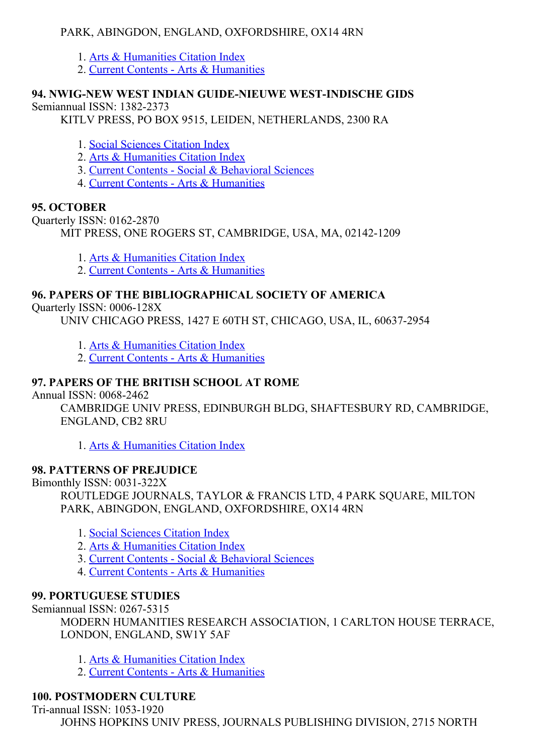PARK, ABINGDON, ENGLAND, OXFORDSHIRE, OX14 4RN

1. Arts & Humanities Citation Index
2. Current Contents - Arts & Humanities

**94. NWIG-NEW WEST INDIAN GUIDE-NIEUWE WEST-INDISCHE GIDS**

Semiannual ISSN: 1382-2373

KITLV PRESS, PO BOX 9515, LEIDEN, NETHERLANDS, 2300 RA

1. Social Sciences Citation Index
2. Arts & Humanities Citation Index
3. Current Contents - Social & Behavioral Sciences
4. Current Contents - Arts & Humanities

**95. OCTOBER**

Quarterly ISSN: 0162-2870

MIT PRESS, ONE ROGERS ST, CAMBRIDGE, USA, MA, 02142-1209

1. Arts & Humanities Citation Index
2. Current Contents - Arts & Humanities

**96. PAPERS OF THE BIBLIOGRAPHICAL SOCIETY OF AMERICA**

Quarterly ISSN: 0006-128X

UNIV CHICAGO PRESS, 1427 E 60TH ST, CHICAGO, USA, IL, 60637-2954

1. Arts & Humanities Citation Index
2. Current Contents - Arts & Humanities

**97. PAPERS OF THE BRITISH SCHOOL AT ROME**

Annual ISSN: 0068-2462

CAMBRIDGE UNIV PRESS, EDINBURGH BLDG, SHAFTESBURY RD, CAMBRIDGE, ENGLAND, CB2 8RU

1. Arts & Humanities Citation Index

**98. PATTERNS OF PREJUDICE**

Bimonthly ISSN: 0031-322X

ROUTLEDGE JOURNALS, TAYLOR & FRANCIS LTD, 4 PARK SQUARE, MILTON PARK, ABINGDON, ENGLAND, OXFORDSHIRE, OX14 4RN

1. Social Sciences Citation Index
2. Arts & Humanities Citation Index
3. Current Contents - Social & Behavioral Sciences
4. Current Contents - Arts & Humanities

**99. PORTUGUESE STUDIES**

Semiannual ISSN: 0267-5315

MODERN HUMANITIES RESEARCH ASSOCIATION, 1 CARLTON HOUSE TERRACE, LONDON, ENGLAND, SW1Y 5AF

1. Arts & Humanities Citation Index
2. Current Contents - Arts & Humanities

**100. POSTMODERN CULTURE**

Tri-annual ISSN: 1053-1920

JOHNS HOPKINS UNIV PRESS, JOURNALS PUBLISHING DIVISION, 2715 NORTH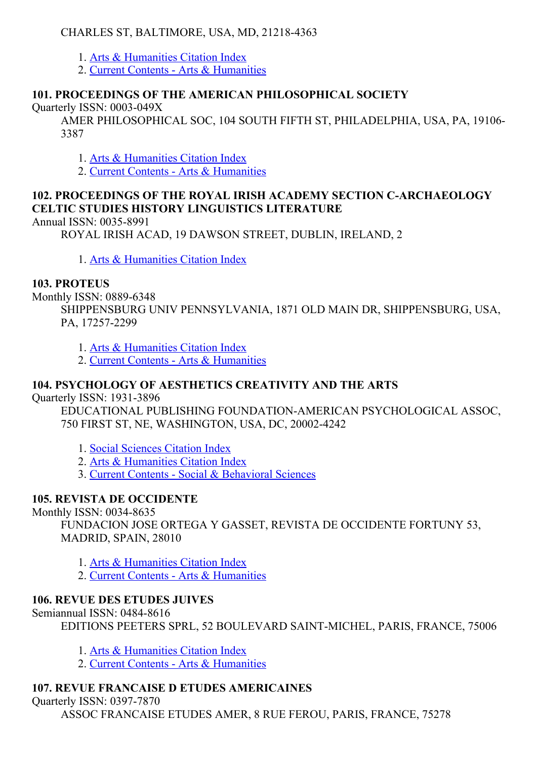CHARLES ST, BALTIMORE, USA, MD, 21218-4363

1. Arts & Humanities Citation Index
2. Current Contents - Arts & Humanities

### 101. PROCEEDINGS OF THE AMERICAN PHILOSOPHICAL SOCIETY

Quarterly ISSN: 0003-049X

AMER PHILOSOPHICAL SOC, 104 SOUTH FIFTH ST, PHILADELPHIA, USA, PA, 19106-3387

1. Arts & Humanities Citation Index
2. Current Contents - Arts & Humanities

### 102. PROCEEDINGS OF THE ROYAL IRISH ACADEMY SECTION C-ARCHAEOLOGY CELTIC STUDIES HISTORY LINGUISTICS LITERATURE

Annual ISSN: 0035-8991

ROYAL IRISH ACAD, 19 DAWSON STREET, DUBLIN, IRELAND, 2

1. Arts & Humanities Citation Index

### 103. PROTEUS

Monthly ISSN: 0889-6348

SHIPPENSBURG UNIV PENNSYLVANIA, 1871 OLD MAIN DR, SHIPPENSBURG, USA, PA, 17257-2299

1. Arts & Humanities Citation Index
2. Current Contents - Arts & Humanities

### 104. PSYCHOLOGY OF AESTHETICS CREATIVITY AND THE ARTS

Quarterly ISSN: 1931-3896

EDUCATIONAL PUBLISHING FOUNDATION-AMERICAN PSYCHOLOGICAL ASSOC, 750 FIRST ST, NE, WASHINGTON, USA, DC, 20002-4242

1. Social Sciences Citation Index
2. Arts & Humanities Citation Index
3. Current Contents - Social & Behavioral Sciences

### 105. REVISTA DE OCCIDENTE

Monthly ISSN: 0034-8635

FUNDACION JOSE ORTEGA Y GASSET, REVISTA DE OCCIDENTE FORTUNY 53, MADRID, SPAIN, 28010

1. Arts & Humanities Citation Index
2. Current Contents - Arts & Humanities

### 106. REVUE DES ETUDES JUIVES

Semiannual ISSN: 0484-8616

EDITIONS PEETERS SPRL, 52 BOULEVARD SAINT-MICHEL, PARIS, FRANCE, 75006

1. Arts & Humanities Citation Index
2. Current Contents - Arts & Humanities

### 107. REVUE FRANCAISE D ETUDES AMERICAINES

Quarterly ISSN: 0397-7870

ASSOC FRANCAISE ETUDES AMER, 8 RUE FEROU, PARIS, FRANCE, 75278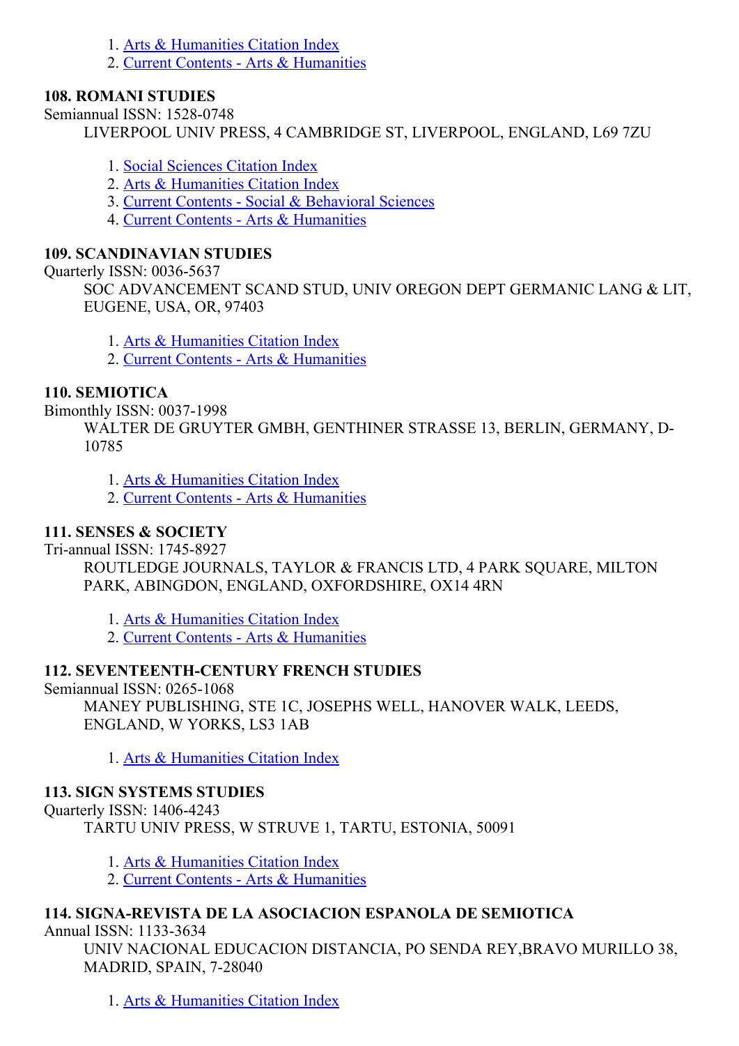1. Arts & Humanities Citation Index
2. Current Contents - Arts & Humanities

### 108. ROMANI STUDIES

Semiannual ISSN: 1528-0748

LIVERPOOL UNIV PRESS, 4 CAMBRIDGE ST, LIVERPOOL, ENGLAND, L69 7ZU

1. Social Sciences Citation Index
2. Arts & Humanities Citation Index
3. Current Contents - Social & Behavioral Sciences
4. Current Contents - Arts & Humanities

### 109. SCANDINAVIAN STUDIES

Quarterly ISSN: 0036-5637

SOC ADVANCEMENT SCAND STUD, UNIV OREGON DEPT GERMANIC LANG & LIT, EUGENE, USA, OR, 97403

1. Arts & Humanities Citation Index
2. Current Contents - Arts & Humanities

### 110. SEMIOTICA

Bimonthly ISSN: 0037-1998

WALTER DE GRUYTER GMBH, GENTHINER STRASSE 13, BERLIN, GERMANY, D-10785

1. Arts & Humanities Citation Index
2. Current Contents - Arts & Humanities

### 111. SENSES & SOCIETY

Tri-annual ISSN: 1745-8927

ROUTLEDGE JOURNALS, TAYLOR & FRANCIS LTD, 4 PARK SQUARE, MILTON PARK, ABINGDON, ENGLAND, OXFORDSHIRE, OX14 4RN

1. Arts & Humanities Citation Index
2. Current Contents - Arts & Humanities

### 112. SEVENTEENTH-CENTURY FRENCH STUDIES

Semiannual ISSN: 0265-1068

MANEY PUBLISHING, STE 1C, JOSEPHS WELL, HANOVER WALK, LEEDS, ENGLAND, W YORKS, LS3 1AB

1. Arts & Humanities Citation Index

### 113. SIGN SYSTEMS STUDIES

Quarterly ISSN: 1406-4243

TARTU UNIV PRESS, W STRUVE 1, TARTU, ESTONIA, 50091

1. Arts & Humanities Citation Index
2. Current Contents - Arts & Humanities

### 114. SIGNA-REVISTA DE LA ASOCIACION ESPANOLA DE SEMIOTICA

Annual ISSN: 1133-3634

UNIV NACIONAL EDUCACION DISTANCIA, PO SENDA REY,BRAVO MURILLO 38, MADRID, SPAIN, 7-28040

1. Arts & Humanities Citation Index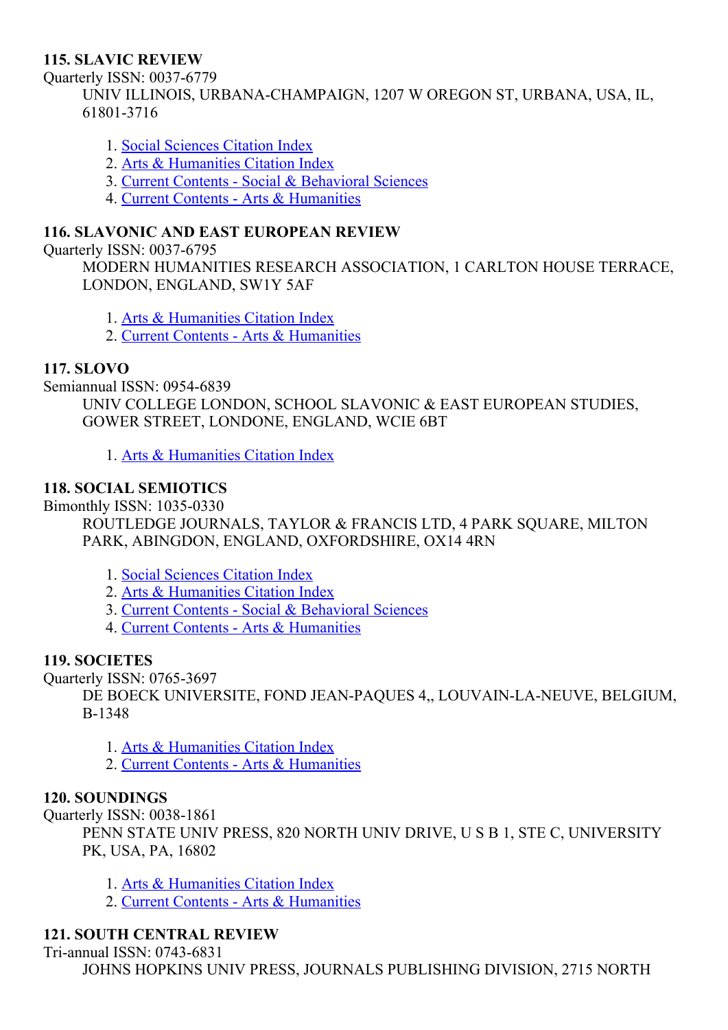**115. SLAVIC REVIEW**

Quarterly ISSN: 0037-6779

UNIV ILLINOIS, URBANA-CHAMPAIGN, 1207 W OREGON ST, URBANA, USA, IL, 61801-3716

1. Social Sciences Citation Index
2. Arts & Humanities Citation Index
3. Current Contents - Social & Behavioral Sciences
4. Current Contents - Arts & Humanities

**116. SLAVONIC AND EAST EUROPEAN REVIEW**

Quarterly ISSN: 0037-6795

MODERN HUMANITIES RESEARCH ASSOCIATION, 1 CARLTON HOUSE TERRACE, LONDON, ENGLAND, SW1Y 5AF

1. Arts & Humanities Citation Index
2. Current Contents - Arts & Humanities

**117. SLOVO**

Semiannual ISSN: 0954-6839

UNIV COLLEGE LONDON, SCHOOL SLAVONIC & EAST EUROPEAN STUDIES, GOWER STREET, LONDONE, ENGLAND, WCIE 6BT

1. Arts & Humanities Citation Index

**118. SOCIAL SEMIOTICS**

Bimonthly ISSN: 1035-0330

ROUTLEDGE JOURNALS, TAYLOR & FRANCIS LTD, 4 PARK SQUARE, MILTON PARK, ABINGDON, ENGLAND, OXFORDSHIRE, OX14 4RN

1. Social Sciences Citation Index
2. Arts & Humanities Citation Index
3. Current Contents - Social & Behavioral Sciences
4. Current Contents - Arts & Humanities

**119. SOCIETES**

Quarterly ISSN: 0765-3697

DE BOECK UNIVERSITE, FOND JEAN-PAQUES 4,, LOUVAIN-LA-NEUVE, BELGIUM, B-1348

1. Arts & Humanities Citation Index
2. Current Contents - Arts & Humanities

**120. SOUNDINGS**

Quarterly ISSN: 0038-1861

PENN STATE UNIV PRESS, 820 NORTH UNIV DRIVE, U S B 1, STE C, UNIVERSITY PK, USA, PA, 16802

1. Arts & Humanities Citation Index
2. Current Contents - Arts & Humanities

**121. SOUTH CENTRAL REVIEW**

Tri-annual ISSN: 0743-6831

JOHNS HOPKINS UNIV PRESS, JOURNALS PUBLISHING DIVISION, 2715 NORTH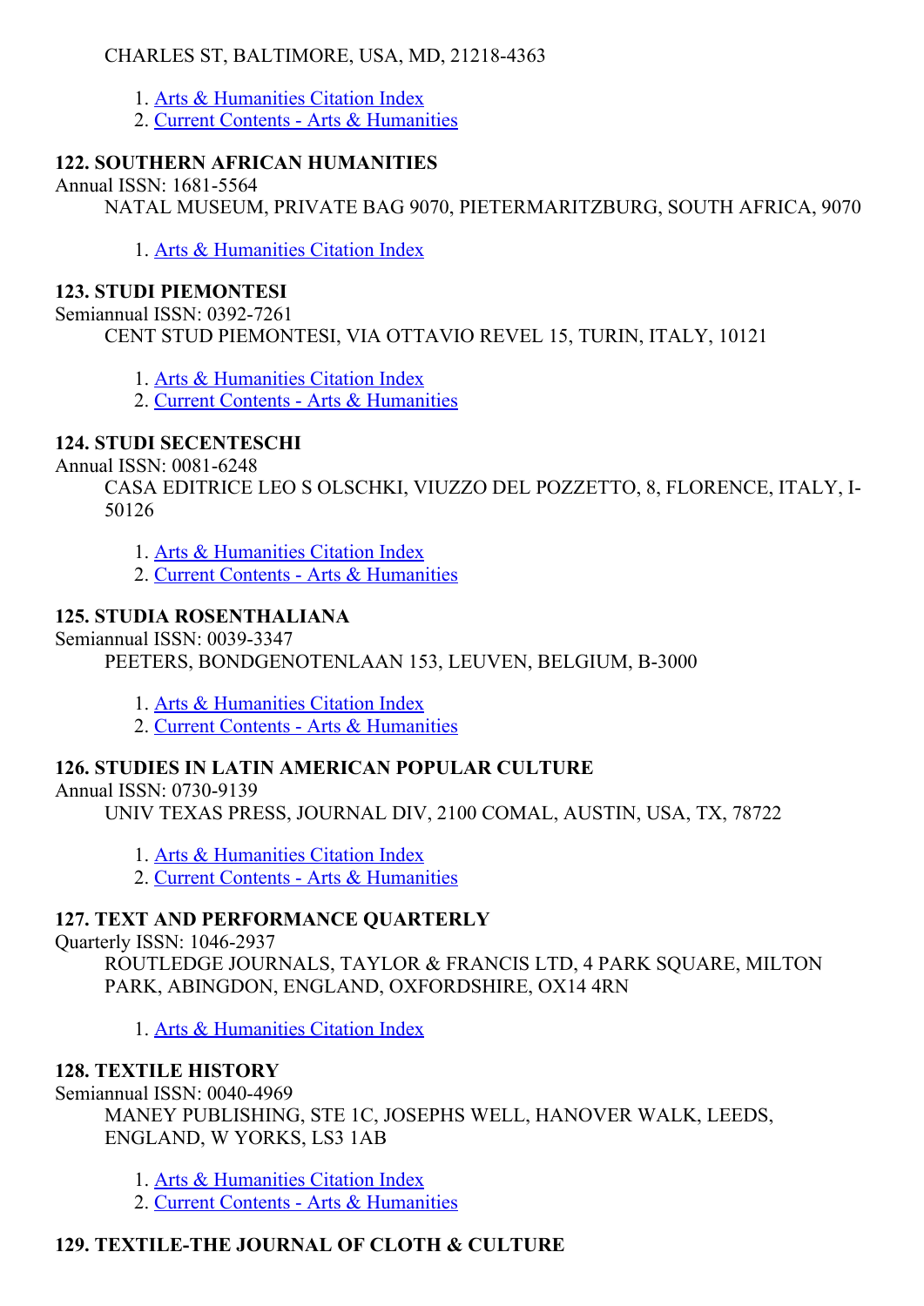CHARLES ST, BALTIMORE, USA, MD, 21218-4363

1. Arts & Humanities Citation Index
2. Current Contents - Arts & Humanities

**122. SOUTHERN AFRICAN HUMANITIES**

Annual ISSN: 1681-5564

NATAL MUSEUM, PRIVATE BAG 9070, PIETERMARITZBURG, SOUTH AFRICA, 9070

1. Arts & Humanities Citation Index

**123. STUDI PIEMONTESI**

Semiannual ISSN: 0392-7261

CENT STUD PIEMONTESI, VIA OTTAVIO REVEL 15, TURIN, ITALY, 10121

1. Arts & Humanities Citation Index
2. Current Contents - Arts & Humanities

**124. STUDI SECENTESCHI**

Annual ISSN: 0081-6248

CASA EDITRICE LEO S OLSCHKI, VIUZZO DEL POZZETTO, 8, FLORENCE, ITALY, I-50126

1. Arts & Humanities Citation Index
2. Current Contents - Arts & Humanities

**125. STUDIA ROSENTHALIANA**

Semiannual ISSN: 0039-3347

PEETERS, BONDGENOTENLAAN 153, LEUVEN, BELGIUM, B-3000

1. Arts & Humanities Citation Index
2. Current Contents - Arts & Humanities

**126. STUDIES IN LATIN AMERICAN POPULAR CULTURE**

Annual ISSN: 0730-9139

UNIV TEXAS PRESS, JOURNAL DIV, 2100 COMAL, AUSTIN, USA, TX, 78722

1. Arts & Humanities Citation Index
2. Current Contents - Arts & Humanities

**127. TEXT AND PERFORMANCE QUARTERLY**

Quarterly ISSN: 1046-2937

ROUTLEDGE JOURNALS, TAYLOR & FRANCIS LTD, 4 PARK SQUARE, MILTON PARK, ABINGDON, ENGLAND, OXFORDSHIRE, OX14 4RN

1. Arts & Humanities Citation Index

**128. TEXTILE HISTORY**

Semiannual ISSN: 0040-4969

MANEY PUBLISHING, STE 1C, JOSEPHS WELL, HANOVER WALK, LEEDS, ENGLAND, W YORKS, LS3 1AB

1. Arts & Humanities Citation Index
2. Current Contents - Arts & Humanities

**129. TEXTILE-THE JOURNAL OF CLOTH & CULTURE**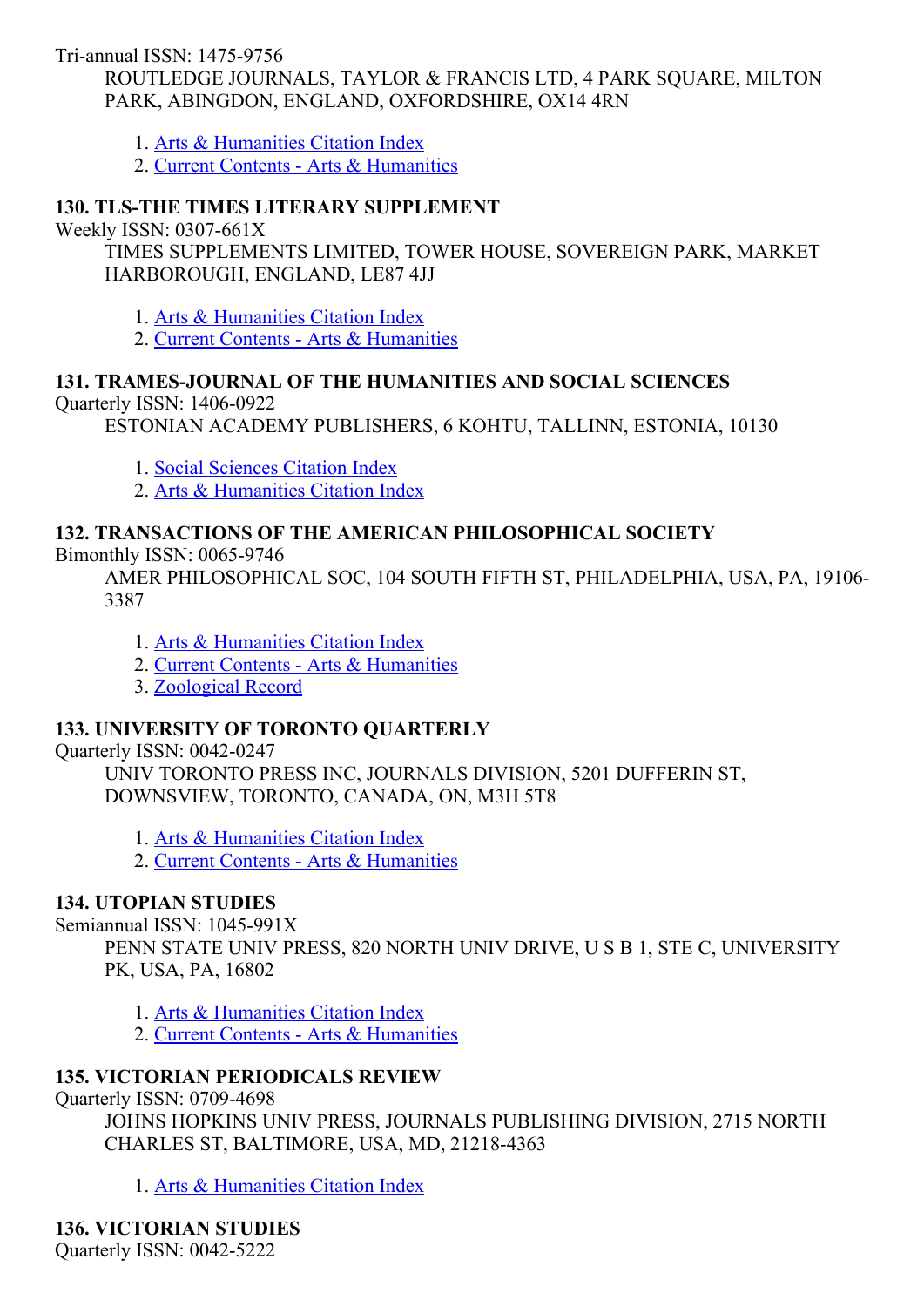Tri-annual ISSN: 1475-9756

ROUTLEDGE JOURNALS, TAYLOR & FRANCIS LTD, 4 PARK SQUARE, MILTON PARK, ABINGDON, ENGLAND, OXFORDSHIRE, OX14 4RN

1. Arts & Humanities Citation Index
2. Current Contents - Arts & Humanities

**130. TLS-THE TIMES LITERARY SUPPLEMENT**

Weekly ISSN: 0307-661X

TIMES SUPPLEMENTS LIMITED, TOWER HOUSE, SOVEREIGN PARK, MARKET HARBOROUGH, ENGLAND, LE87 4JJ

1. Arts & Humanities Citation Index
2. Current Contents - Arts & Humanities

**131. TRAMES-JOURNAL OF THE HUMANITIES AND SOCIAL SCIENCES**

Quarterly ISSN: 1406-0922

ESTONIAN ACADEMY PUBLISHERS, 6 KOHTU, TALLINN, ESTONIA, 10130

1. Social Sciences Citation Index
2. Arts & Humanities Citation Index

**132. TRANSACTIONS OF THE AMERICAN PHILOSOPHICAL SOCIETY**

Bimonthly ISSN: 0065-9746

AMER PHILOSOPHICAL SOC, 104 SOUTH FIFTH ST, PHILADELPHIA, USA, PA, 19106-3387

1. Arts & Humanities Citation Index
2. Current Contents - Arts & Humanities
3. Zoological Record

**133. UNIVERSITY OF TORONTO QUARTERLY**

Quarterly ISSN: 0042-0247

UNIV TORONTO PRESS INC, JOURNALS DIVISION, 5201 DUFFERIN ST, DOWNSVIEW, TORONTO, CANADA, ON, M3H 5T8

1. Arts & Humanities Citation Index
2. Current Contents - Arts & Humanities

**134. UTOPIAN STUDIES**

Semiannual ISSN: 1045-991X

PENN STATE UNIV PRESS, 820 NORTH UNIV DRIVE, U S B 1, STE C, UNIVERSITY PK, USA, PA, 16802

1. Arts & Humanities Citation Index
2. Current Contents - Arts & Humanities

**135. VICTORIAN PERIODICALS REVIEW**

Quarterly ISSN: 0709-4698

JOHNS HOPKINS UNIV PRESS, JOURNALS PUBLISHING DIVISION, 2715 NORTH CHARLES ST, BALTIMORE, USA, MD, 21218-4363

1. Arts & Humanities Citation Index

**136. VICTORIAN STUDIES**

Quarterly ISSN: 0042-5222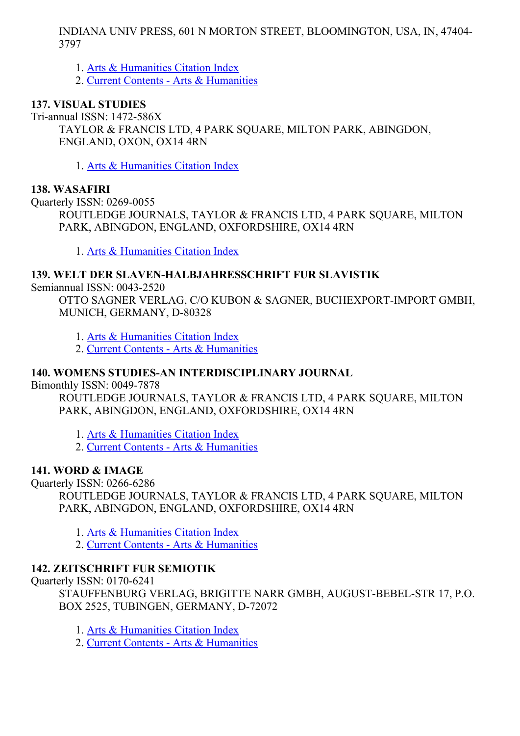INDIANA UNIV PRESS, 601 N MORTON STREET, BLOOMINGTON, USA, IN, 47404-3797

1. Arts & Humanities Citation Index
2. Current Contents - Arts & Humanities

**137. VISUAL STUDIES**

Tri-annual ISSN: 1472-586X

TAYLOR & FRANCIS LTD, 4 PARK SQUARE, MILTON PARK, ABINGDON, ENGLAND, OXON, OX14 4RN

1. Arts & Humanities Citation Index

**138. WASAFIRI**

Quarterly ISSN: 0269-0055

ROUTLEDGE JOURNALS, TAYLOR & FRANCIS LTD, 4 PARK SQUARE, MILTON PARK, ABINGDON, ENGLAND, OXFORDSHIRE, OX14 4RN

1. Arts & Humanities Citation Index

**139. WELT DER SLAVEN-HALBJAHRESSCHRIFT FUR SLAVISTIK**

Semiannual ISSN: 0043-2520

OTTO SAGNER VERLAG, C/O KUBON & SAGNER, BUCHEXPORT-IMPORT GMBH, MUNICH, GERMANY, D-80328

1. Arts & Humanities Citation Index
2. Current Contents - Arts & Humanities

**140. WOMENS STUDIES-AN INTERDISCIPLINARY JOURNAL**

Bimonthly ISSN: 0049-7878

ROUTLEDGE JOURNALS, TAYLOR & FRANCIS LTD, 4 PARK SQUARE, MILTON PARK, ABINGDON, ENGLAND, OXFORDSHIRE, OX14 4RN

1. Arts & Humanities Citation Index
2. Current Contents - Arts & Humanities

**141. WORD & IMAGE**

Quarterly ISSN: 0266-6286

ROUTLEDGE JOURNALS, TAYLOR & FRANCIS LTD, 4 PARK SQUARE, MILTON PARK, ABINGDON, ENGLAND, OXFORDSHIRE, OX14 4RN

1. Arts & Humanities Citation Index
2. Current Contents - Arts & Humanities

**142. ZEITSCHRIFT FUR SEMIOTIK**

Quarterly ISSN: 0170-6241

STAUFFENBURG VERLAG, BRIGITTE NARR GMBH, AUGUST-BEBEL-STR 17, P.O. BOX 2525, TUBINGEN, GERMANY, D-72072

1. Arts & Humanities Citation Index
2. Current Contents - Arts & Humanities